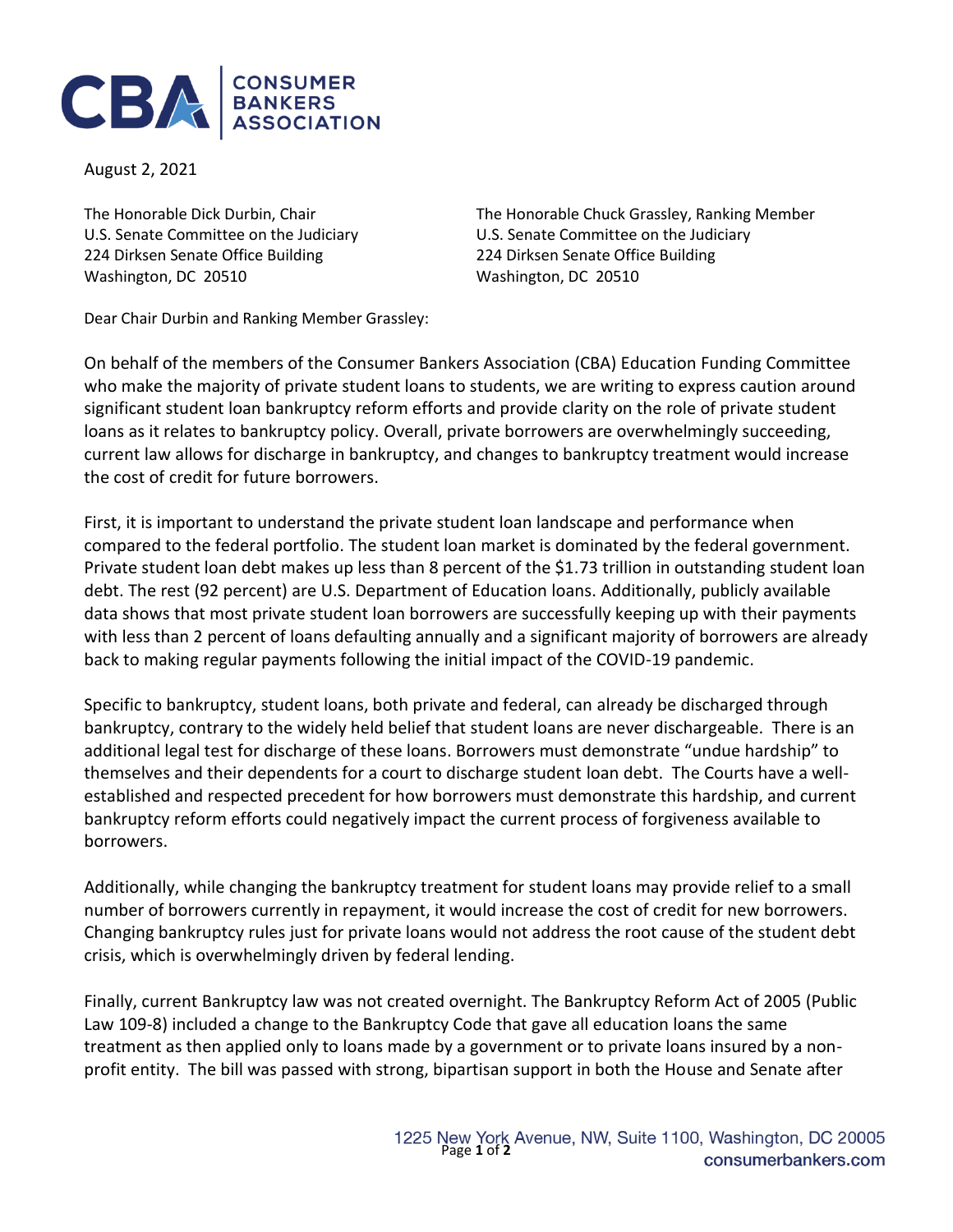CONSUMER BANKERS ASSOCIATION

August 2, 2021

The Honorable Dick Durbin, Chair
U.S. Senate Committee on the Judiciary
224 Dirksen Senate Office Building
Washington, DC 20510

The Honorable Chuck Grassley, Ranking Member
U.S. Senate Committee on the Judiciary
224 Dirksen Senate Office Building
Washington, DC 20510

Dear Chair Durbin and Ranking Member Grassley:

On behalf of the members of the Consumer Bankers Association (CBA) Education Funding Committee who make the majority of private student loans to students, we are writing to express caution around significant student loan bankruptcy reform efforts and provide clarity on the role of private student loans as it relates to bankruptcy policy. Overall, private borrowers are overwhelmingly succeeding, current law allows for discharge in bankruptcy, and changes to bankruptcy treatment would increase the cost of credit for future borrowers.

First, it is important to understand the private student loan landscape and performance when compared to the federal portfolio. The student loan market is dominated by the federal government. Private student loan debt makes up less than 8 percent of the $1.73 trillion in outstanding student loan debt. The rest (92 percent) are U.S. Department of Education loans. Additionally, publicly available data shows that most private student loan borrowers are successfully keeping up with their payments with less than 2 percent of loans defaulting annually and a significant majority of borrowers are already back to making regular payments following the initial impact of the COVID-19 pandemic.

Specific to bankruptcy, student loans, both private and federal, can already be discharged through bankruptcy, contrary to the widely held belief that student loans are never dischargeable. There is an additional legal test for discharge of these loans. Borrowers must demonstrate "undue hardship" to themselves and their dependents for a court to discharge student loan debt. The Courts have a well-established and respected precedent for how borrowers must demonstrate this hardship, and current bankruptcy reform efforts could negatively impact the current process of forgiveness available to borrowers.

Additionally, while changing the bankruptcy treatment for student loans may provide relief to a small number of borrowers currently in repayment, it would increase the cost of credit for new borrowers. Changing bankruptcy rules just for private loans would not address the root cause of the student debt crisis, which is overwhelmingly driven by federal lending.

Finally, current Bankruptcy law was not created overnight. The Bankruptcy Reform Act of 2005 (Public Law 109-8) included a change to the Bankruptcy Code that gave all education loans the same treatment as then applied only to loans made by a government or to private loans insured by a non-profit entity. The bill was passed with strong, bipartisan support in both the House and Senate after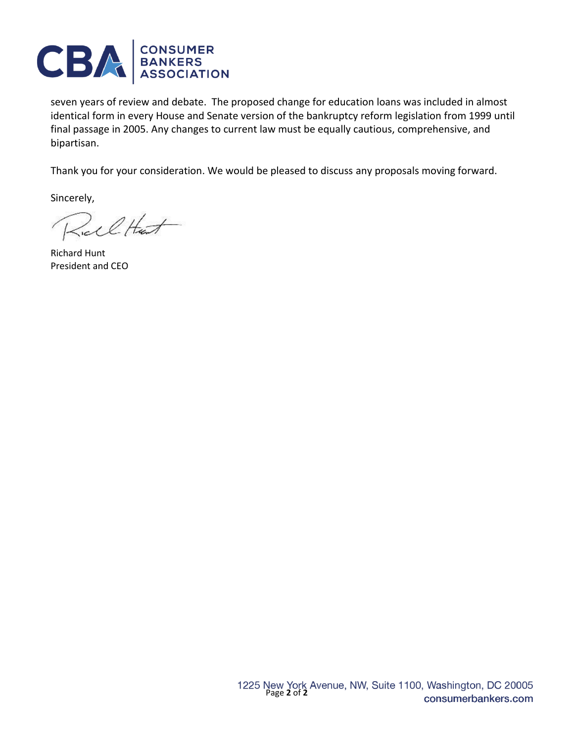seven years of review and debate. The proposed change for education loans was included in almost identical form in every House and Senate version of the bankruptcy reform legislation from 1999 until final passage in 2005. Any changes to current law must be equally cautious, comprehensive, and bipartisan.

Thank you for your consideration. We would be pleased to discuss any proposals moving forward.

Sincerely,

Richard Hunt
President and CEO